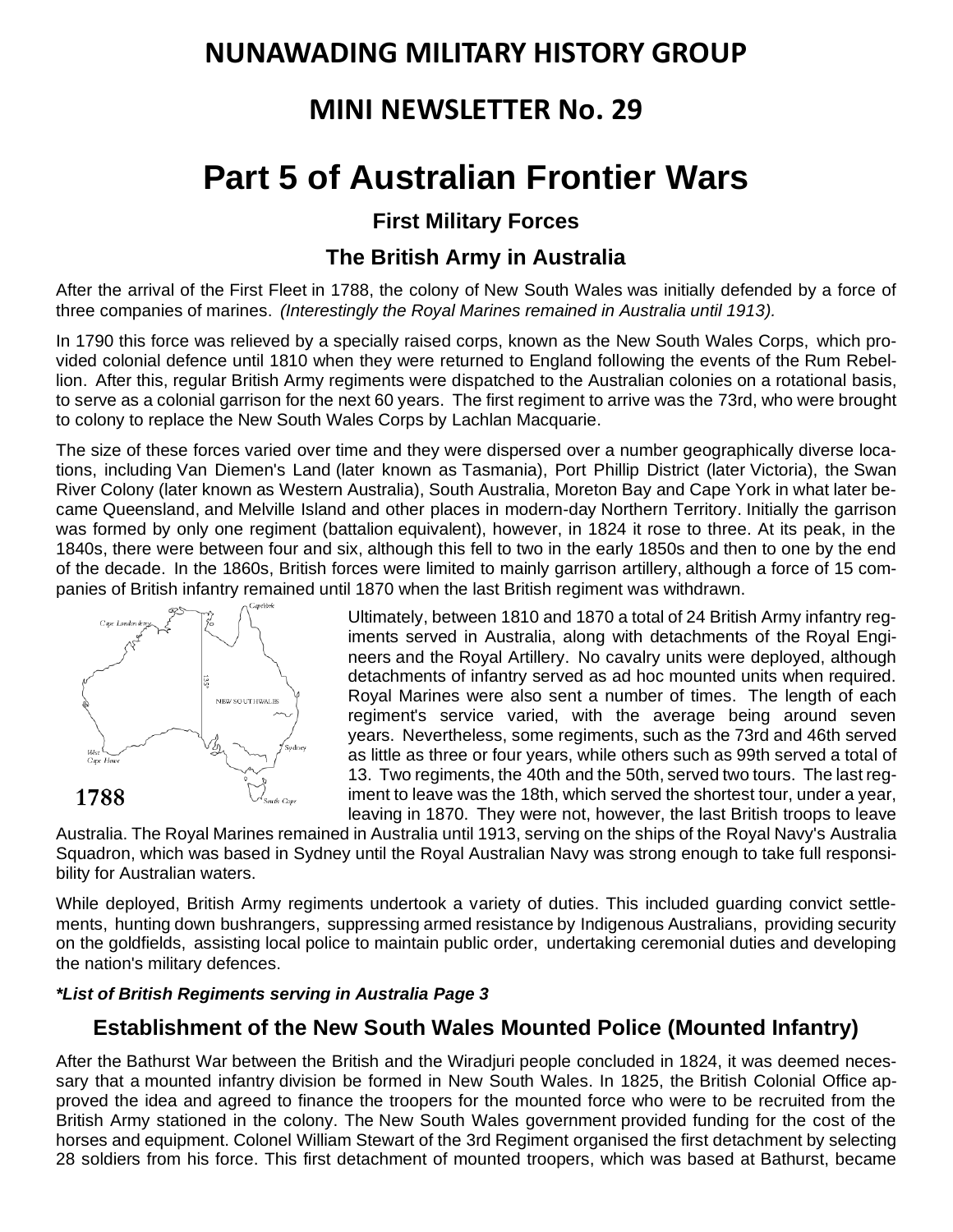# NUNAWADING MILITARY HISTORY GROUP

## MINI NEWSLETTER No. 29

# Part 5 of Australian Frontier Wars

### First Military Forces

### The British Army in Australia

After the arrival of the First Fleet in 1788, the colony of New South Wales was initially defended by a force of three companies of marines. *(Interestingly the Royal Marines remained in Australia until 1913).*

In 1790 this force was relieved by a specially raised corps, known as the New South Wales Corps, which provided colonial defence until 1810 when they were returned to England following the events of the Rum Rebellion. After this, regular British Army regiments were dispatched to the Australian colonies on a rotational basis, to serve as a colonial garrison for the next 60 years. The first regiment to arrive was the 73rd, who were brought to colony to replace the New South Wales Corps by Lachlan Macquarie.

The size of these forces varied over time and they were dispersed over a number geographically diverse locations, including Van Diemen's Land (later known as Tasmania), Port Phillip District (later Victoria), the Swan River Colony (later known as Western Australia), South Australia, Moreton Bay and Cape York in what later became Queensland, and Melville Island and other places in modern-day Northern Territory. Initially the garrison was formed by only one regiment (battalion equivalent), however, in 1824 it rose to three. At its peak, in the 1840s, there were between four and six, although this fell to two in the early 1850s and then to one by the end of the decade. In the 1860s, British forces were limited to mainly garrison artillery, although a force of 15 companies of British infantry remained until 1870 when the last British regiment was withdrawn.

1788

Ultimately, between 1810 and 1870 a total of 24 British Army infantry regiments served in Australia, along with detachments of the Royal Engineers and the Royal Artillery. No cavalry units were deployed, although detachments of infantry served as ad hoc mounted units when required. Royal Marines were also sent a number of times. The length of each regiment's service varied, with the average being around seven years. Nevertheless, some regiments, such as the 73rd and 46th served as little as three or four years, while others such as 99th served a total of 13. Two regiments, the 40th and the 50th, served two tours. The last regiment to leave was the 18th, which served the shortest tour, under a year, leaving in 1870. They were not, however, the last British troops to leave Australia. The Royal Marines remained in Australia until 1913, serving on the ships of the Royal Navy's Australia Squadron, which was based in Sydney until the Royal Australian Navy was strong enough to take full responsibility for Australian waters.

While deployed, British Army regiments undertook a variety of duties. This included guarding convict settlements, hunting down bushrangers, suppressing armed resistance by Indigenous Australians, providing security on the goldfields, assisting local police to maintain public order, undertaking ceremonial duties and developing the nation's military defences.

***List of British Regiments serving in Australia Page 3**

### Establishment of the New South Wales Mounted Police (Mounted Infantry)

After the Bathurst War between the British and the Wiradjuri people concluded in 1824, it was deemed necessary that a mounted infantry division be formed in New South Wales. In 1825, the British Colonial Office approved the idea and agreed to finance the troopers for the mounted force who were to be recruited from the British Army stationed in the colony. The New South Wales government provided funding for the cost of the horses and equipment. Colonel William Stewart of the 3rd Regiment organised the first detachment by selecting 28 soldiers from his force. This first detachment of mounted troopers, which was based at Bathurst, became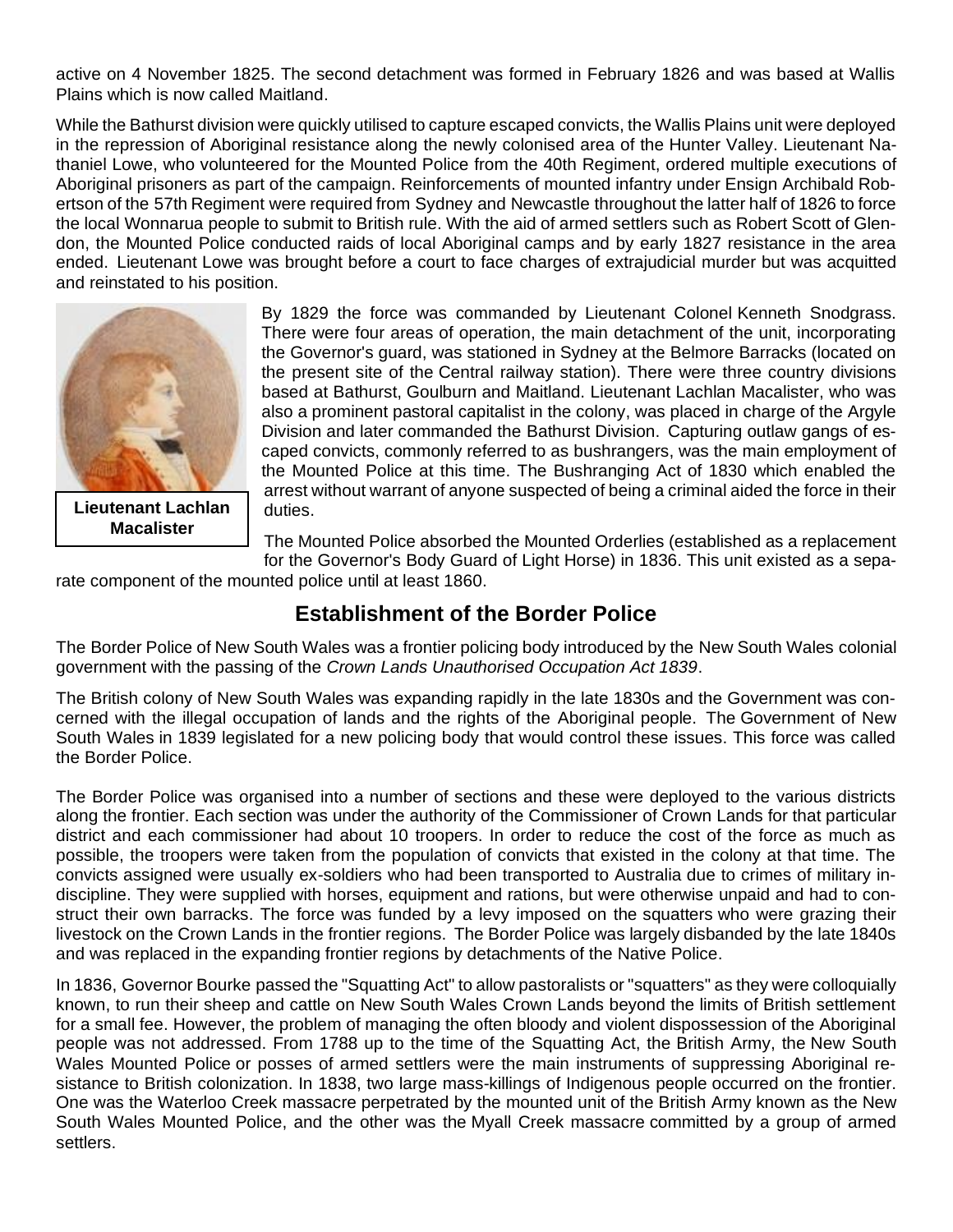active on 4 November 1825. The second detachment was formed in February 1826 and was based at Wallis Plains which is now called Maitland.

While the Bathurst division were quickly utilised to capture escaped convicts, the Wallis Plains unit were deployed in the repression of Aboriginal resistance along the newly colonised area of the Hunter Valley. Lieutenant Nathaniel Lowe, who volunteered for the Mounted Police from the 40th Regiment, ordered multiple executions of Aboriginal prisoners as part of the campaign. Reinforcements of mounted infantry under Ensign Archibald Robertson of the 57th Regiment were required from Sydney and Newcastle throughout the latter half of 1826 to force the local Wonnarua people to submit to British rule. With the aid of armed settlers such as Robert Scott of Glendon, the Mounted Police conducted raids of local Aboriginal camps and by early 1827 resistance in the area ended. Lieutenant Lowe was brought before a court to face charges of extrajudicial murder but was acquitted and reinstated to his position.

**Lieutenant Lachlan Macalister**

By 1829 the force was commanded by Lieutenant Colonel Kenneth Snodgrass. There were four areas of operation, the main detachment of the unit, incorporating the Governor's guard, was stationed in Sydney at the Belmore Barracks (located on the present site of the Central railway station). There were three country divisions based at Bathurst, Goulburn and Maitland. Lieutenant Lachlan Macalister, who was also a prominent pastoral capitalist in the colony, was placed in charge of the Argyle Division and later commanded the Bathurst Division. Capturing outlaw gangs of escaped convicts, commonly referred to as bushrangers, was the main employment of the Mounted Police at this time. The Bushranging Act of 1830 which enabled the arrest without warrant of anyone suspected of being a criminal aided the force in their duties.

The Mounted Police absorbed the Mounted Orderlies (established as a replacement for the Governor's Body Guard of Light Horse) in 1836. This unit existed as a separate component of the mounted police until at least 1860.

## Establishment of the Border Police

The Border Police of New South Wales was a frontier policing body introduced by the New South Wales colonial government with the passing of the *Crown Lands Unauthorised Occupation Act 1839*.

The British colony of New South Wales was expanding rapidly in the late 1830s and the Government was concerned with the illegal occupation of lands and the rights of the Aboriginal people. The Government of New South Wales in 1839 legislated for a new policing body that would control these issues. This force was called the Border Police.

The Border Police was organised into a number of sections and these were deployed to the various districts along the frontier. Each section was under the authority of the Commissioner of Crown Lands for that particular district and each commissioner had about 10 troopers. In order to reduce the cost of the force as much as possible, the troopers were taken from the population of convicts that existed in the colony at that time. The convicts assigned were usually ex-soldiers who had been transported to Australia due to crimes of military indiscipline. They were supplied with horses, equipment and rations, but were otherwise unpaid and had to construct their own barracks. The force was funded by a levy imposed on the squatters who were grazing their livestock on the Crown Lands in the frontier regions. The Border Police was largely disbanded by the late 1840s and was replaced in the expanding frontier regions by detachments of the Native Police.

In 1836, Governor Bourke passed the "Squatting Act" to allow pastoralists or "squatters" as they were colloquially known, to run their sheep and cattle on New South Wales Crown Lands beyond the limits of British settlement for a small fee. However, the problem of managing the often bloody and violent dispossession of the Aboriginal people was not addressed. From 1788 up to the time of the Squatting Act, the British Army, the New South Wales Mounted Police or posses of armed settlers were the main instruments of suppressing Aboriginal resistance to British colonization. In 1838, two large mass-killings of Indigenous people occurred on the frontier. One was the Waterloo Creek massacre perpetrated by the mounted unit of the British Army known as the New South Wales Mounted Police, and the other was the Myall Creek massacre committed by a group of armed settlers.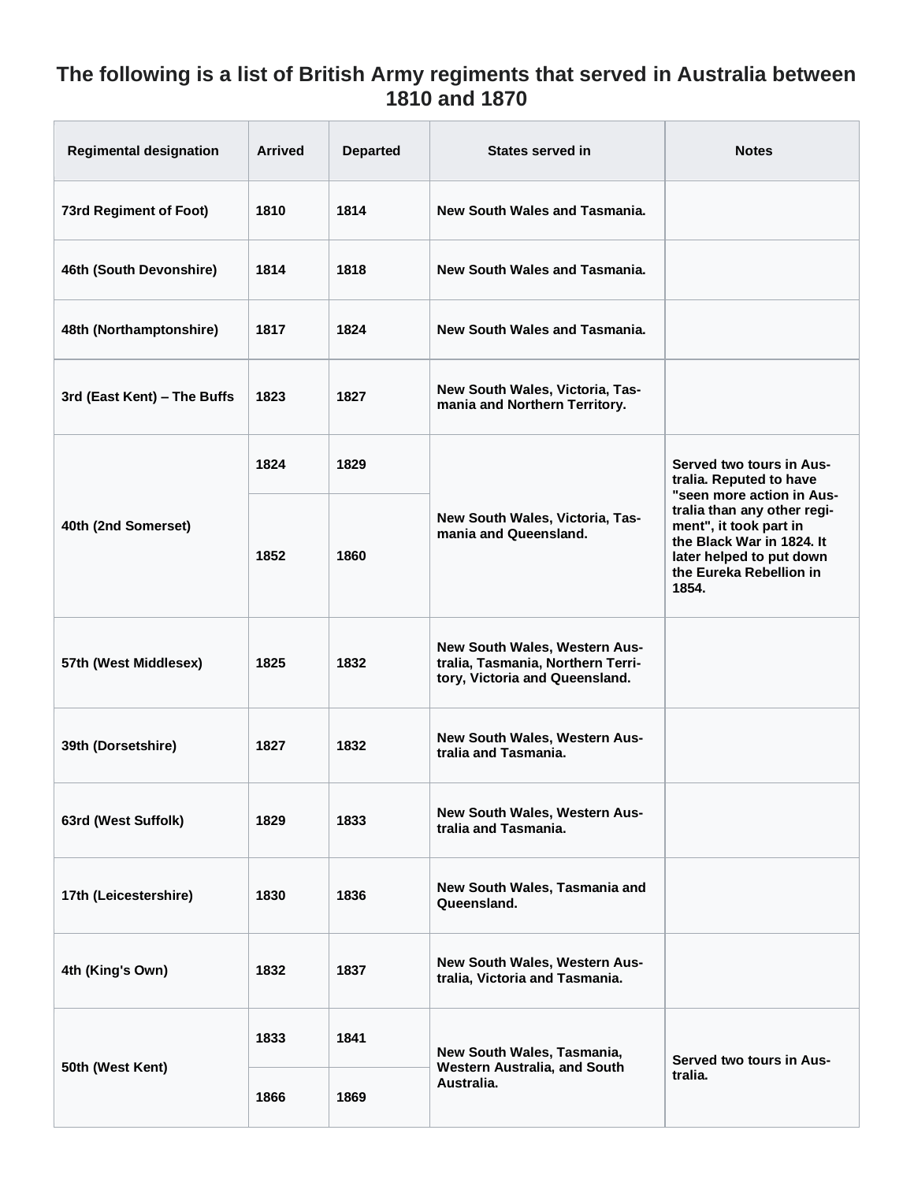# The following is a list of British Army regiments that served in Australia between 1810 and 1870

| Regimental designation | Arrived | Departed | States served in | Notes |
|---|---|---|---|---|
| 73rd Regiment of Foot) | 1810 | 1814 | New South Wales and Tasmania. | |
| 46th (South Devonshire) | 1814 | 1818 | New South Wales and Tasmania. | |
| 48th (Northamptonshire) | 1817 | 1824 | New South Wales and Tasmania. | |
| 3rd (East Kent) – The Buffs | 1823 | 1827 | New South Wales, Victoria, Tasmania and Northern Territory. | |
| 40th (2nd Somerset) | 1824 | 1829 | New South Wales, Victoria, Tasmania and Queensland. | Served two tours in Australia. Reputed to have "seen more action in Australia than any other regiment", it took part in the Black War in 1824. It later helped to put down the Eureka Rebellion in 1854. |
| | 1852 | 1860 | | |
| 57th (West Middlesex) | 1825 | 1832 | New South Wales, Western Australia, Tasmania, Northern Territory, Victoria and Queensland. | |
| 39th (Dorsetshire) | 1827 | 1832 | New South Wales, Western Australia and Tasmania. | |
| 63rd (West Suffolk) | 1829 | 1833 | New South Wales, Western Australia and Tasmania. | |
| 17th (Leicestershire) | 1830 | 1836 | New South Wales, Tasmania and Queensland. | |
| 4th (King's Own) | 1832 | 1837 | New South Wales, Western Australia, Victoria and Tasmania. | |
| 50th (West Kent) | 1833 | 1841 | New South Wales, Tasmania, Western Australia, and South Australia. | Served two tours in Australia. |
| | 1866 | 1869 | | |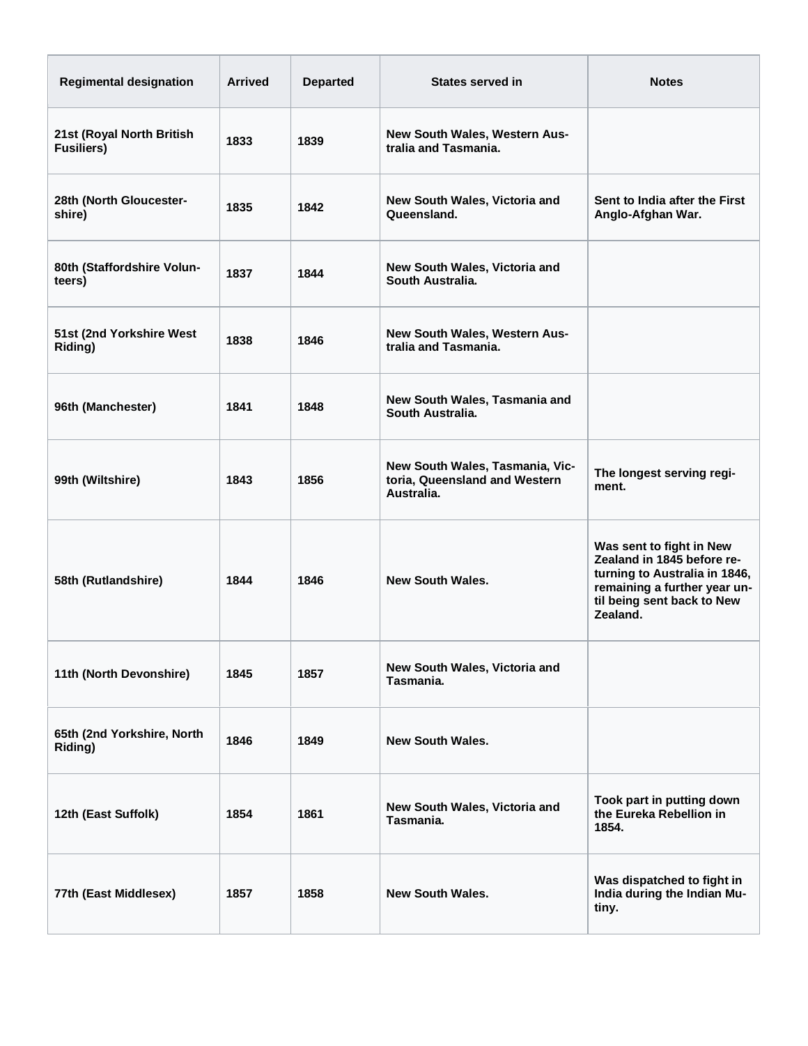| Regimental designation | Arrived | Departed | States served in | Notes |
|---|---|---|---|---|
| 21st (Royal North British Fusiliers) | 1833 | 1839 | New South Wales, Western Australia and Tasmania. | |
| 28th (North Gloucestershire) | 1835 | 1842 | New South Wales, Victoria and Queensland. | Sent to India after the First Anglo-Afghan War. |
| 80th (Staffordshire Volunteers) | 1837 | 1844 | New South Wales, Victoria and South Australia. | |
| 51st (2nd Yorkshire West Riding) | 1838 | 1846 | New South Wales, Western Australia and Tasmania. | |
| 96th (Manchester) | 1841 | 1848 | New South Wales, Tasmania and South Australia. | |
| 99th (Wiltshire) | 1843 | 1856 | New South Wales, Tasmania, Victoria, Queensland and Western Australia. | The longest serving regiment. |
| 58th (Rutlandshire) | 1844 | 1846 | New South Wales. | Was sent to fight in New Zealand in 1845 before returning to Australia in 1846, remaining a further year until being sent back to New Zealand. |
| 11th (North Devonshire) | 1845 | 1857 | New South Wales, Victoria and Tasmania. | |
| 65th (2nd Yorkshire, North Riding) | 1846 | 1849 | New South Wales. | |
| 12th (East Suffolk) | 1854 | 1861 | New South Wales, Victoria and Tasmania. | Took part in putting down the Eureka Rebellion in 1854. |
| 77th (East Middlesex) | 1857 | 1858 | New South Wales. | Was dispatched to fight in India during the Indian Mutiny. |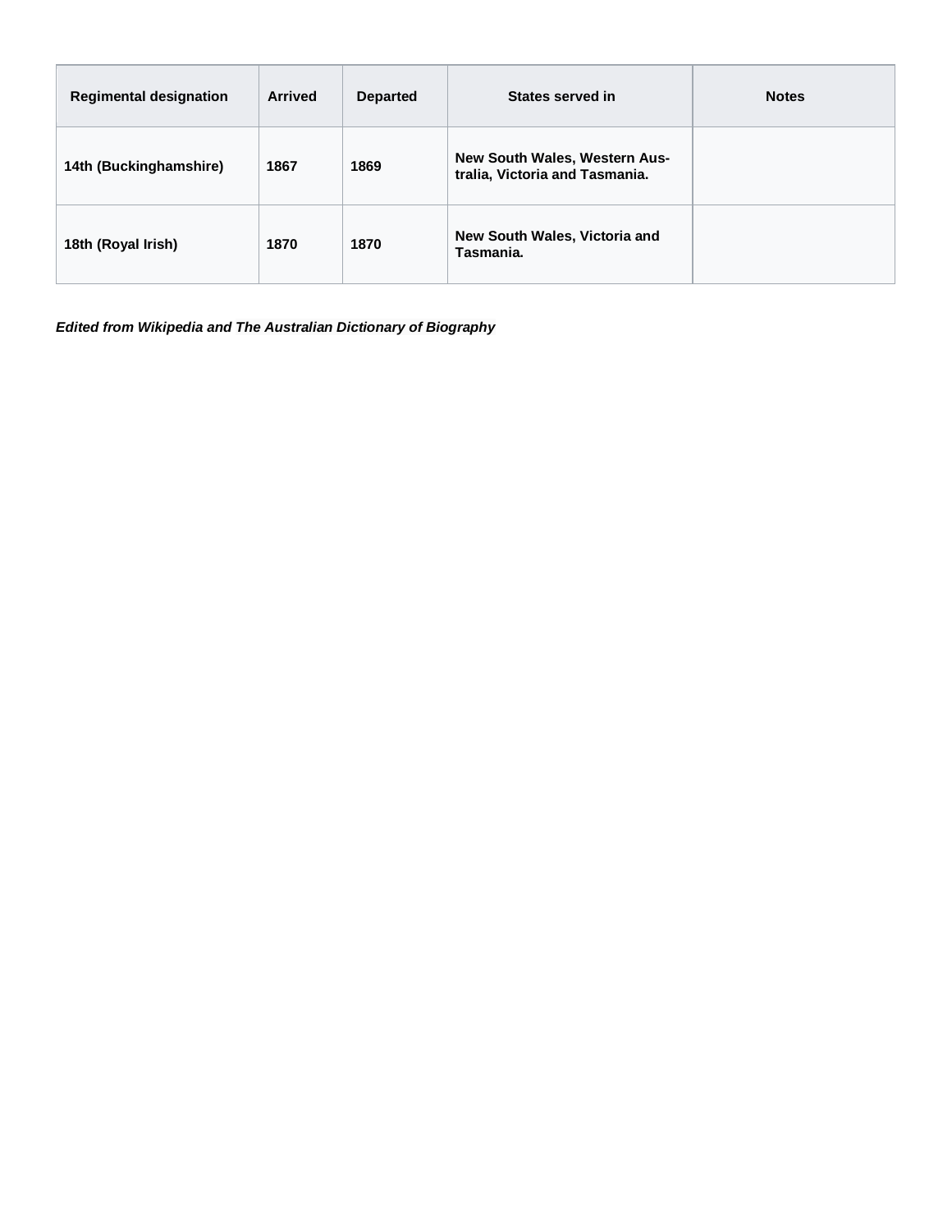| Regimental designation | Arrived | Departed | States served in | Notes |
| --- | --- | --- | --- | --- |
| **14th (Buckinghamshire)** | **1867** | **1869** | **New South Wales, Western Australia, Victoria and Tasmania.** | |
| **18th (Royal Irish)** | **1870** | **1870** | **New South Wales, Victoria and Tasmania.** | |

***Edited from Wikipedia and The Australian Dictionary of Biography***